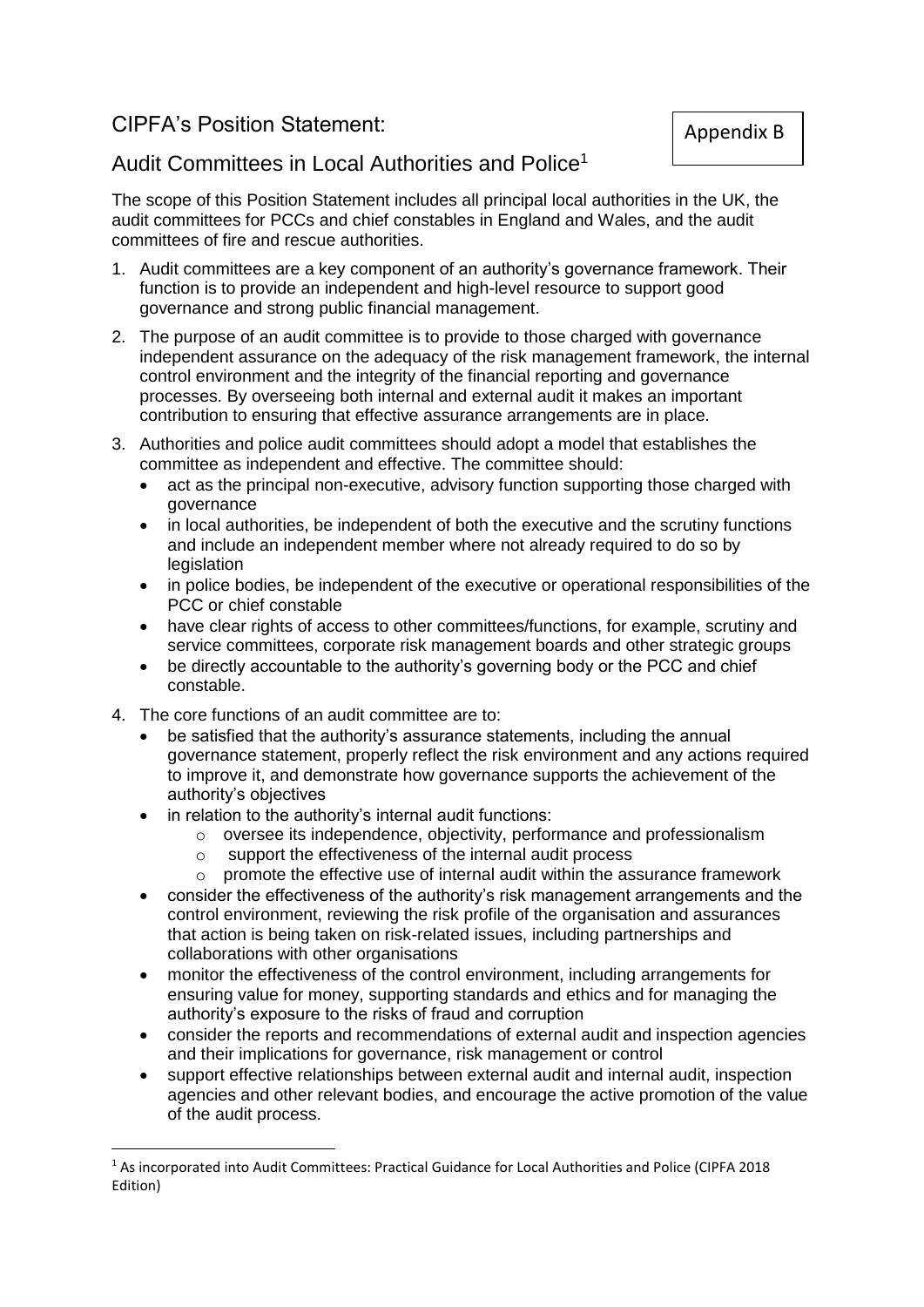Appendix B

# CIPFA's Position Statement:

## Audit Committees in Local Authorities and Police[1]

The scope of this Position Statement includes all principal local authorities in the UK, the audit committees for PCCs and chief constables in England and Wales, and the audit committees of fire and rescue authorities.

1. Audit committees are a key component of an authority's governance framework. Their function is to provide an independent and high-level resource to support good governance and strong public financial management.
2. The purpose of an audit committee is to provide to those charged with governance independent assurance on the adequacy of the risk management framework, the internal control environment and the integrity of the financial reporting and governance processes. By overseeing both internal and external audit it makes an important contribution to ensuring that effective assurance arrangements are in place.
3. Authorities and police audit committees should adopt a model that establishes the committee as independent and effective. The committee should:
   - act as the principal non-executive, advisory function supporting those charged with governance
   - in local authorities, be independent of both the executive and the scrutiny functions and include an independent member where not already required to do so by legislation
   - in police bodies, be independent of the executive or operational responsibilities of the PCC or chief constable
   - have clear rights of access to other committees/functions, for example, scrutiny and service committees, corporate risk management boards and other strategic groups
   - be directly accountable to the authority's governing body or the PCC and chief constable.
4. The core functions of an audit committee are to:
   - be satisfied that the authority's assurance statements, including the annual governance statement, properly reflect the risk environment and any actions required to improve it, and demonstrate how governance supports the achievement of the authority's objectives
   - in relation to the authority's internal audit functions:
     - oversee its independence, objectivity, performance and professionalism
     - support the effectiveness of the internal audit process
     - promote the effective use of internal audit within the assurance framework
   - consider the effectiveness of the authority's risk management arrangements and the control environment, reviewing the risk profile of the organisation and assurances that action is being taken on risk-related issues, including partnerships and collaborations with other organisations
   - monitor the effectiveness of the control environment, including arrangements for ensuring value for money, supporting standards and ethics and for managing the authority's exposure to the risks of fraud and corruption
   - consider the reports and recommendations of external audit and inspection agencies and their implications for governance, risk management or control
   - support effective relationships between external audit and internal audit, inspection agencies and other relevant bodies, and encourage the active promotion of the value of the audit process.

---

[1] As incorporated into Audit Committees: Practical Guidance for Local Authorities and Police (CIPFA 2018 Edition)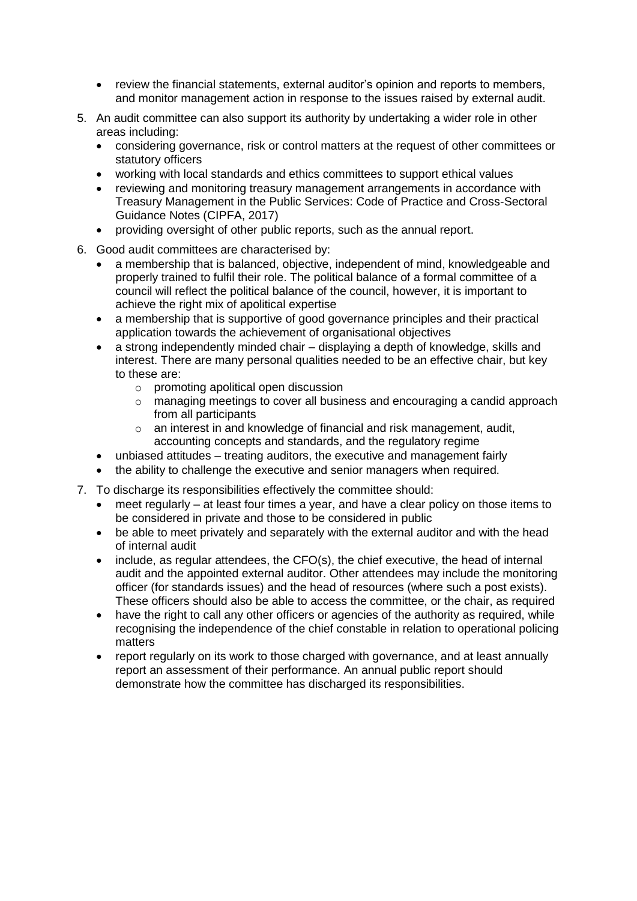- review the financial statements, external auditor's opinion and reports to members, and monitor management action in response to the issues raised by external audit.

5. An audit committee can also support its authority by undertaking a wider role in other areas including:
   - considering governance, risk or control matters at the request of other committees or statutory officers
   - working with local standards and ethics committees to support ethical values
   - reviewing and monitoring treasury management arrangements in accordance with Treasury Management in the Public Services: Code of Practice and Cross-Sectoral Guidance Notes (CIPFA, 2017)
   - providing oversight of other public reports, such as the annual report.

6. Good audit committees are characterised by:
   - a membership that is balanced, objective, independent of mind, knowledgeable and properly trained to fulfil their role. The political balance of a formal committee of a council will reflect the political balance of the council, however, it is important to achieve the right mix of apolitical expertise
   - a membership that is supportive of good governance principles and their practical application towards the achievement of organisational objectives
   - a strong independently minded chair – displaying a depth of knowledge, skills and interest. There are many personal qualities needed to be an effective chair, but key to these are:
     - promoting apolitical open discussion
     - managing meetings to cover all business and encouraging a candid approach from all participants
     - an interest in and knowledge of financial and risk management, audit, accounting concepts and standards, and the regulatory regime
   - unbiased attitudes – treating auditors, the executive and management fairly
   - the ability to challenge the executive and senior managers when required.

7. To discharge its responsibilities effectively the committee should:
   - meet regularly – at least four times a year, and have a clear policy on those items to be considered in private and those to be considered in public
   - be able to meet privately and separately with the external auditor and with the head of internal audit
   - include, as regular attendees, the CFO(s), the chief executive, the head of internal audit and the appointed external auditor. Other attendees may include the monitoring officer (for standards issues) and the head of resources (where such a post exists). These officers should also be able to access the committee, or the chair, as required
   - have the right to call any other officers or agencies of the authority as required, while recognising the independence of the chief constable in relation to operational policing matters
   - report regularly on its work to those charged with governance, and at least annually report an assessment of their performance. An annual public report should demonstrate how the committee has discharged its responsibilities.